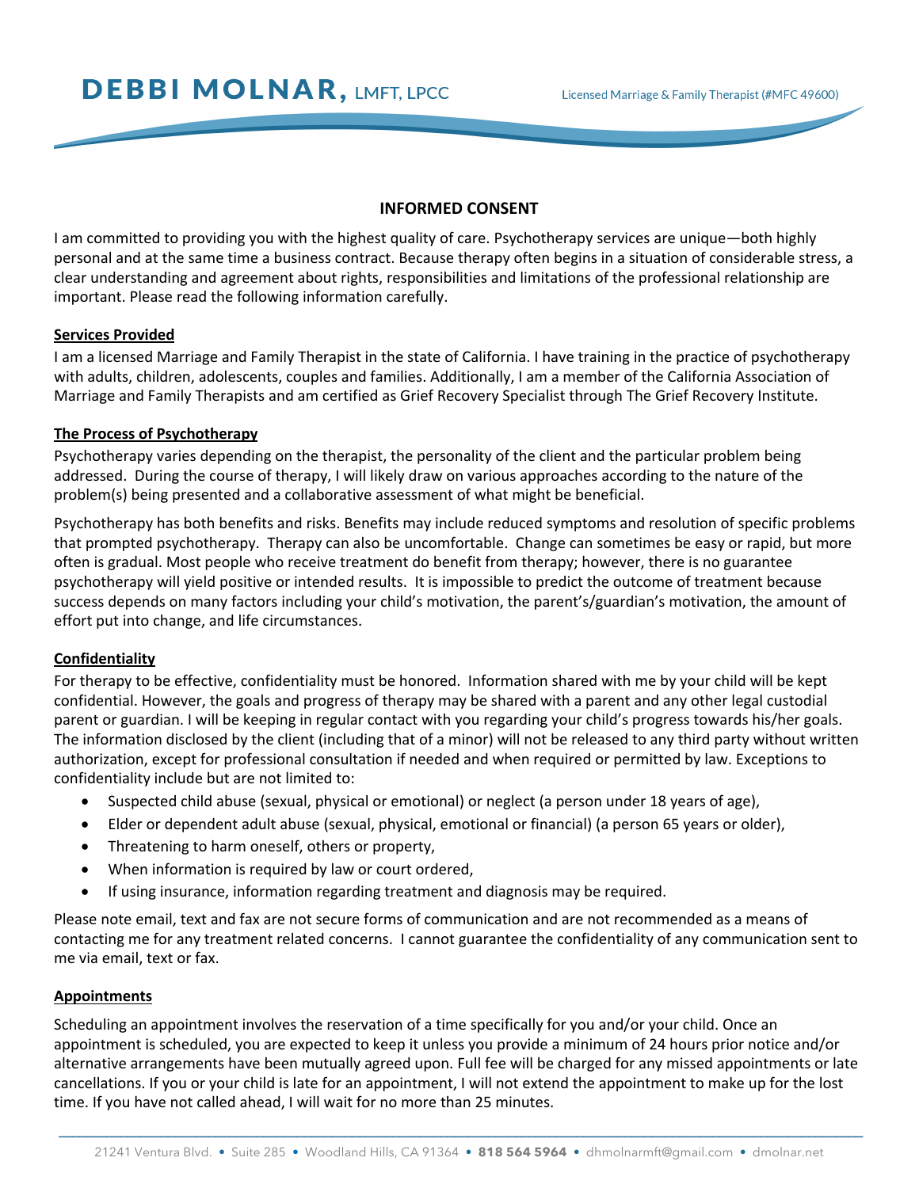# DEBBI MOLNAR, LMFT, LPCC

Licensed Marriage & Family Therapist (#MFC 49600)

## INFORMED CONSENT

I am committed to providing you with the highest quality of care. Psychotherapy services are unique—both highly personal and at the same time a business contract. Because therapy often begins in a situation of considerable stress, a clear understanding and agreement about rights, responsibilities and limitations of the professional relationship are important. Please read the following information carefully.

### Services Provided

I am a licensed Marriage and Family Therapist in the state of California. I have training in the practice of psychotherapy with adults, children, adolescents, couples and families. Additionally, I am a member of the California Association of Marriage and Family Therapists and am certified as Grief Recovery Specialist through The Grief Recovery Institute.

### The Process of Psychotherapy

Psychotherapy varies depending on the therapist, the personality of the client and the particular problem being addressed. During the course of therapy, I will likely draw on various approaches according to the nature of the problem(s) being presented and a collaborative assessment of what might be beneficial.

Psychotherapy has both benefits and risks. Benefits may include reduced symptoms and resolution of specific problems that prompted psychotherapy. Therapy can also be uncomfortable. Change can sometimes be easy or rapid, but more often is gradual. Most people who receive treatment do benefit from therapy; however, there is no guarantee psychotherapy will yield positive or intended results. It is impossible to predict the outcome of treatment because success depends on many factors including your child's motivation, the parent's/guardian's motivation, the amount of effort put into change, and life circumstances.

### Confidentiality

For therapy to be effective, confidentiality must be honored. Information shared with me by your child will be kept confidential. However, the goals and progress of therapy may be shared with a parent and any other legal custodial parent or guardian. I will be keeping in regular contact with you regarding your child's progress towards his/her goals. The information disclosed by the client (including that of a minor) will not be released to any third party without written authorization, except for professional consultation if needed and when required or permitted by law. Exceptions to confidentiality include but are not limited to:

- Suspected child abuse (sexual, physical or emotional) or neglect (a person under 18 years of age),
- Elder or dependent adult abuse (sexual, physical, emotional or financial) (a person 65 years or older),
- Threatening to harm oneself, others or property,
- When information is required by law or court ordered,
- If using insurance, information regarding treatment and diagnosis may be required.

Please note email, text and fax are not secure forms of communication and are not recommended as a means of contacting me for any treatment related concerns. I cannot guarantee the confidentiality of any communication sent to me via email, text or fax.

### Appointments

Scheduling an appointment involves the reservation of a time specifically for you and/or your child. Once an appointment is scheduled, you are expected to keep it unless you provide a minimum of 24 hours prior notice and/or alternative arrangements have been mutually agreed upon. Full fee will be charged for any missed appointments or late cancellations. If you or your child is late for an appointment, I will not extend the appointment to make up for the lost time. If you have not called ahead, I will wait for no more than 25 minutes.

21241 Ventura Blvd. • Suite 285 • Woodland Hills, CA 91364 • **818 564 5964** • dhmolnarmft@gmail.com • dmolnar.net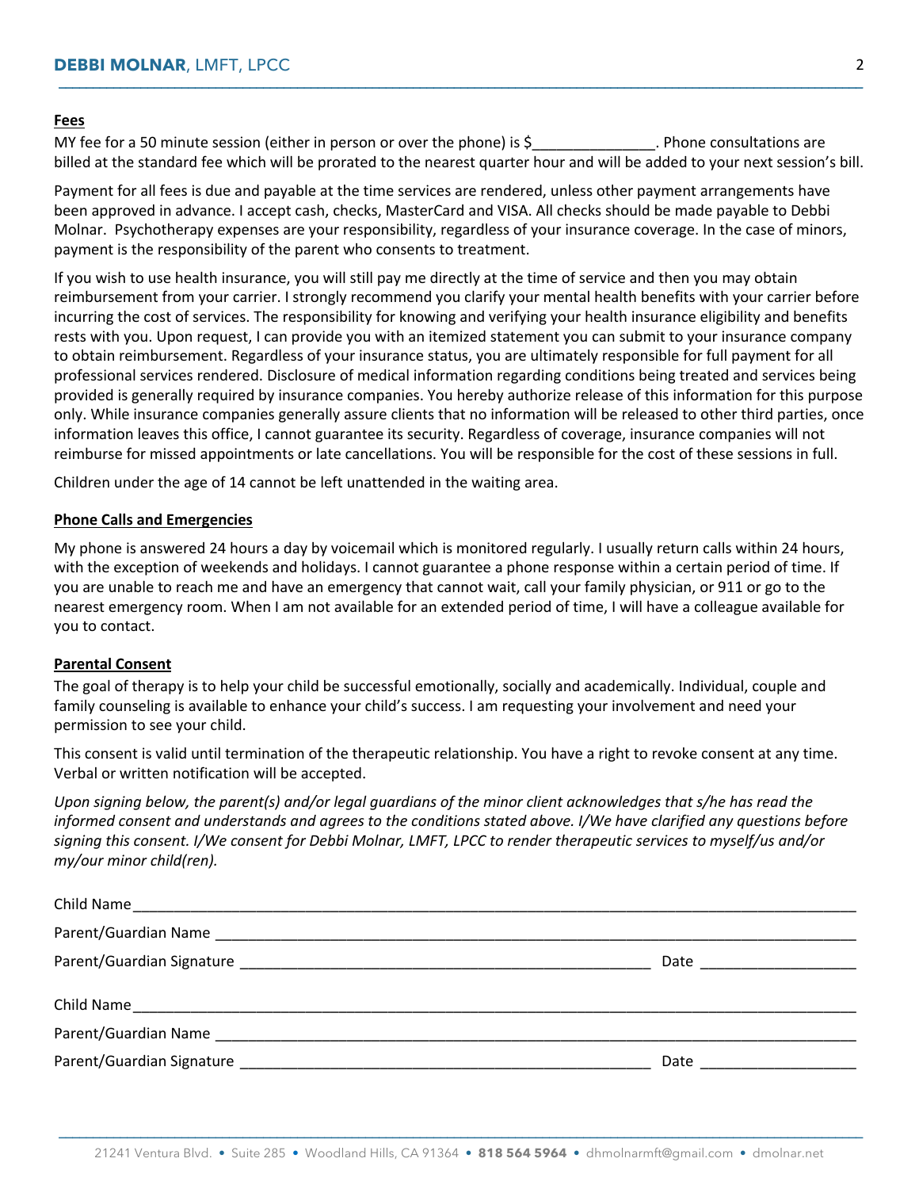**Fees**

MY fee for a 50 minute session (either in person or over the phone) is $_______________. Phone consultations are billed at the standard fee which will be prorated to the nearest quarter hour and will be added to your next session's bill.

Payment for all fees is due and payable at the time services are rendered, unless other payment arrangements have been approved in advance. I accept cash, checks, MasterCard and VISA. All checks should be made payable to Debbi Molnar. Psychotherapy expenses are your responsibility, regardless of your insurance coverage. In the case of minors, payment is the responsibility of the parent who consents to treatment.

If you wish to use health insurance, you will still pay me directly at the time of service and then you may obtain reimbursement from your carrier. I strongly recommend you clarify your mental health benefits with your carrier before incurring the cost of services. The responsibility for knowing and verifying your health insurance eligibility and benefits rests with you. Upon request, I can provide you with an itemized statement you can submit to your insurance company to obtain reimbursement. Regardless of your insurance status, you are ultimately responsible for full payment for all professional services rendered. Disclosure of medical information regarding conditions being treated and services being provided is generally required by insurance companies. You hereby authorize release of this information for this purpose only. While insurance companies generally assure clients that no information will be released to other third parties, once information leaves this office, I cannot guarantee its security. Regardless of coverage, insurance companies will not reimburse for missed appointments or late cancellations. You will be responsible for the cost of these sessions in full.

Children under the age of 14 cannot be left unattended in the waiting area.

**Phone Calls and Emergencies**

My phone is answered 24 hours a day by voicemail which is monitored regularly. I usually return calls within 24 hours, with the exception of weekends and holidays. I cannot guarantee a phone response within a certain period of time. If you are unable to reach me and have an emergency that cannot wait, call your family physician, or 911 or go to the nearest emergency room. When I am not available for an extended period of time, I will have a colleague available for you to contact.

**Parental Consent**

The goal of therapy is to help your child be successful emotionally, socially and academically. Individual, couple and family counseling is available to enhance your child's success. I am requesting your involvement and need your permission to see your child.

This consent is valid until termination of the therapeutic relationship. You have a right to revoke consent at any time. Verbal or written notification will be accepted.

*Upon signing below, the parent(s) and/or legal guardians of the minor client acknowledges that s/he has read the informed consent and understands and agrees to the conditions stated above. I/We have clarified any questions before signing this consent. I/We consent for Debbi Molnar, LMFT, LPCC to render therapeutic services to myself/us and/or my/our minor child(ren).*

Child Name ____________________________________________________________

Parent/Guardian Name ____________________________________________________________

Parent/Guardian Signature ______________________________________ Date ______________

Child Name ____________________________________________________________

Parent/Guardian Name ____________________________________________________________

Parent/Guardian Signature ______________________________________ Date ______________